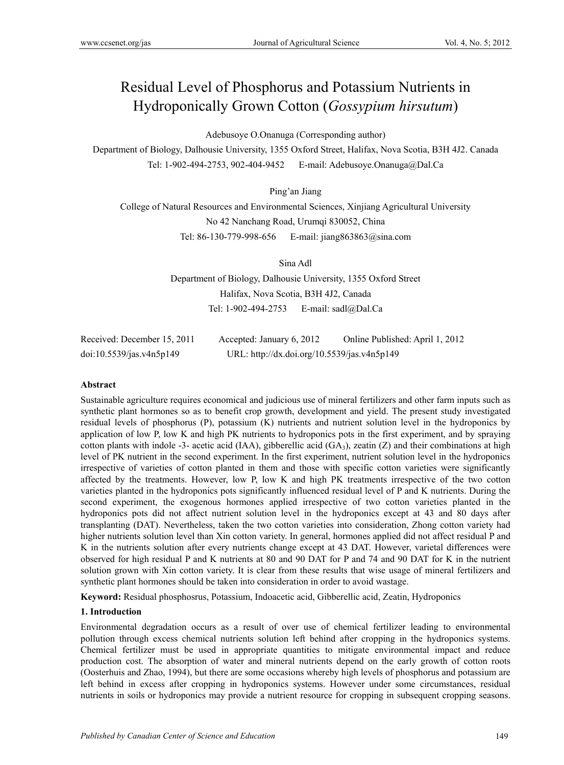# Residual Level of Phosphorus and Potassium Nutrients in Hydroponically Grown Cotton (*Gossypium hirsutum*)

Adebusoye O.Onanuga (Corresponding author)

Department of Biology, Dalhousie University, 1355 Oxford Street, Halifax, Nova Scotia, B3H 4J2. Canada

Tel: 1-902-494-2753, 902-404-9452 E-mail: Adebusoye.Onanuga@Dal.Ca

Ping'an Jiang

College of Natural Resources and Environmental Sciences, Xinjiang Agricultural University

No 42 Nanchang Road, Urumqi 830052, China

Tel: 86-130-779-998-656 E-mail: jiang863863@sina.com

Sina Adl

Department of Biology, Dalhousie University, 1355 Oxford Street

Halifax, Nova Scotia, B3H 4J2, Canada

Tel: 1-902-494-2753 E-mail: sadl@Dal.Ca

Received: December 15, 2011 Accepted: January 6, 2012 Online Published: April 1, 2012

doi:10.5539/jas.v4n5p149 URL: http://dx.doi.org/10.5539/jas.v4n5p149

## Abstract

Sustainable agriculture requires economical and judicious use of mineral fertilizers and other farm inputs such as synthetic plant hormones so as to benefit crop growth, development and yield. The present study investigated residual levels of phosphorus (P), potassium (K) nutrients and nutrient solution level in the hydroponics by application of low P, low K and high PK nutrients to hydroponics pots in the first experiment, and by spraying cotton plants with indole -3- acetic acid (IAA), gibberellic acid ($GA_3$), zeatin (Z) and their combinations at high level of PK nutrient in the second experiment. In the first experiment, nutrient solution level in the hydroponics irrespective of varieties of cotton planted in them and those with specific cotton varieties were significantly affected by the treatments. However, low P, low K and high PK treatments irrespective of the two cotton varieties planted in the hydroponics pots significantly influenced residual level of P and K nutrients. During the second experiment, the exogenous hormones applied irrespective of two cotton varieties planted in the hydroponics pots did not affect nutrient solution level in the hydroponics except at 43 and 80 days after transplanting (DAT). Nevertheless, taken the two cotton varieties into consideration, Zhong cotton variety had higher nutrients solution level than Xin cotton variety. In general, hormones applied did not affect residual P and K in the nutrients solution after every nutrients change except at 43 DAT. However, varietal differences were observed for high residual P and K nutrients at 80 and 90 DAT for P and 74 and 90 DAT for K in the nutrient solution grown with Xin cotton variety. It is clear from these results that wise usage of mineral fertilizers and synthetic plant hormones should be taken into consideration in order to avoid wastage.

**Keyword:** Residual phosphosrus, Potassium, Indoacetic acid, Gibberellic acid, Zeatin, Hydroponics

## 1. Introduction

Environmental degradation occurs as a result of over use of chemical fertilizer leading to environmental pollution through excess chemical nutrients solution left behind after cropping in the hydroponics systems. Chemical fertilizer must be used in appropriate quantities to mitigate environmental impact and reduce production cost. The absorption of water and mineral nutrients depend on the early growth of cotton roots (Oosterhuis and Zhao, 1994), but there are some occasions whereby high levels of phosphorus and potassium are left behind in excess after cropping in hydroponics systems. However under some circumstances, residual nutrients in soils or hydroponics may provide a nutrient resource for cropping in subsequent cropping seasons.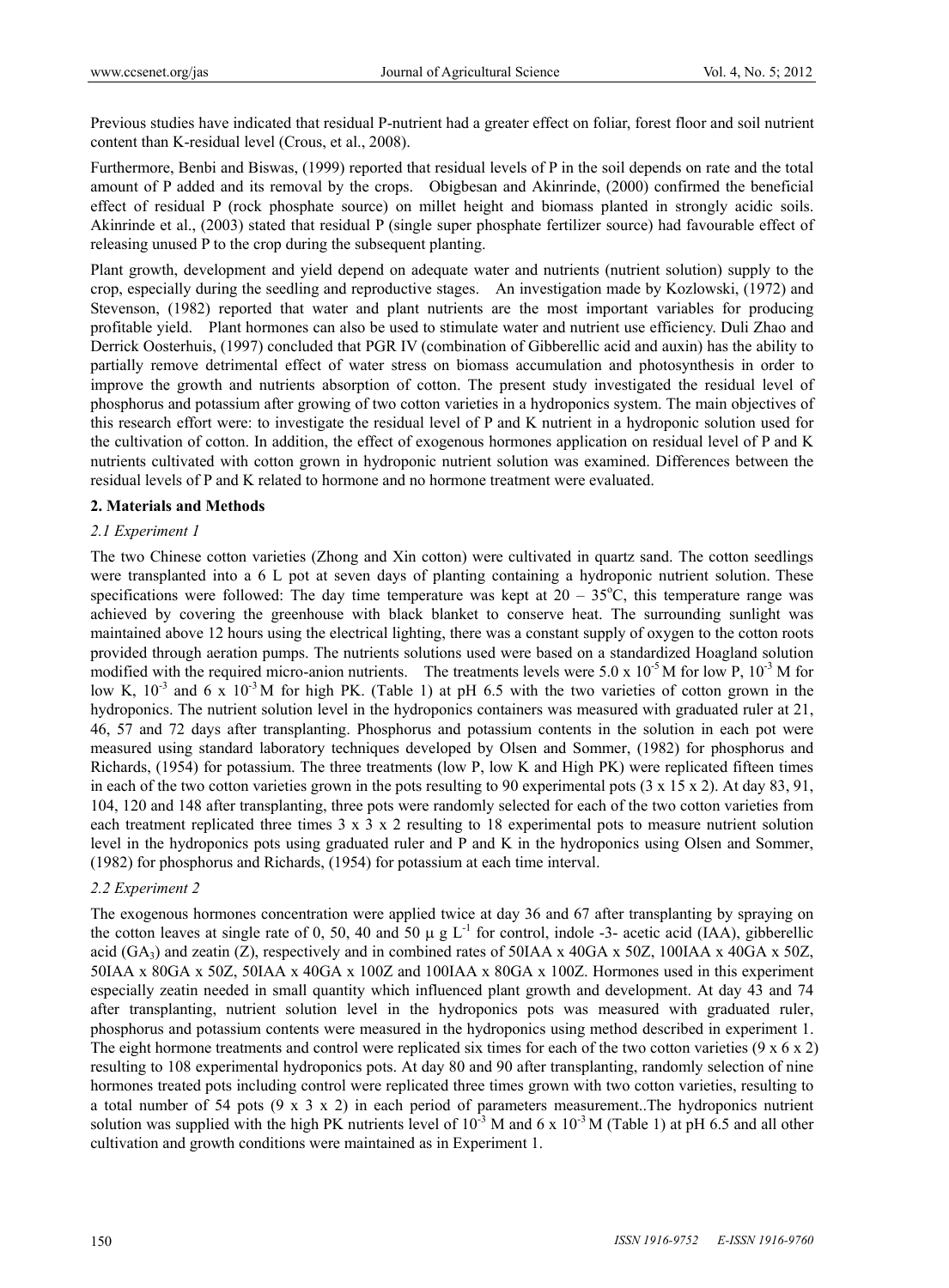Previous studies have indicated that residual P-nutrient had a greater effect on foliar, forest floor and soil nutrient content than K-residual level (Crous, et al., 2008).

Furthermore, Benbi and Biswas, (1999) reported that residual levels of P in the soil depends on rate and the total amount of P added and its removal by the crops. Obigbesan and Akinrinde, (2000) confirmed the beneficial effect of residual P (rock phosphate source) on millet height and biomass planted in strongly acidic soils. Akinrinde et al., (2003) stated that residual P (single super phosphate fertilizer source) had favourable effect of releasing unused P to the crop during the subsequent planting.

Plant growth, development and yield depend on adequate water and nutrients (nutrient solution) supply to the crop, especially during the seedling and reproductive stages. An investigation made by Kozlowski, (1972) and Stevenson, (1982) reported that water and plant nutrients are the most important variables for producing profitable yield. Plant hormones can also be used to stimulate water and nutrient use efficiency. Duli Zhao and Derrick Oosterhuis, (1997) concluded that PGR IV (combination of Gibberellic acid and auxin) has the ability to partially remove detrimental effect of water stress on biomass accumulation and photosynthesis in order to improve the growth and nutrients absorption of cotton. The present study investigated the residual level of phosphorus and potassium after growing of two cotton varieties in a hydroponics system. The main objectives of this research effort were: to investigate the residual level of P and K nutrient in a hydroponic solution used for the cultivation of cotton. In addition, the effect of exogenous hormones application on residual level of P and K nutrients cultivated with cotton grown in hydroponic nutrient solution was examined. Differences between the residual levels of P and K related to hormone and no hormone treatment were evaluated.

## 2. Materials and Methods

### 2.1 Experiment 1

The two Chinese cotton varieties (Zhong and Xin cotton) were cultivated in quartz sand. The cotton seedlings were transplanted into a 6 L pot at seven days of planting containing a hydroponic nutrient solution. These specifications were followed: The day time temperature was kept at 20 – 35$^{o}$C, this temperature range was achieved by covering the greenhouse with black blanket to conserve heat. The surrounding sunlight was maintained above 12 hours using the electrical lighting, there was a constant supply of oxygen to the cotton roots provided through aeration pumps. The nutrients solutions used were based on a standardized Hoagland solution modified with the required micro-anion nutrients. The treatments levels were $5.0 \times 10^{-5}$ M for low P, $10^{-3}$ M for low K, $10^{-3}$ and $6 \times 10^{-3}$ M for high PK. (Table 1) at pH 6.5 with the two varieties of cotton grown in the hydroponics. The nutrient solution level in the hydroponics containers was measured with graduated ruler at 21, 46, 57 and 72 days after transplanting. Phosphorus and potassium contents in the solution in each pot were measured using standard laboratory techniques developed by Olsen and Sommer, (1982) for phosphorus and Richards, (1954) for potassium. The three treatments (low P, low K and High PK) were replicated fifteen times in each of the two cotton varieties grown in the pots resulting to 90 experimental pots (3 x 15 x 2). At day 83, 91, 104, 120 and 148 after transplanting, three pots were randomly selected for each of the two cotton varieties from each treatment replicated three times 3 x 3 x 2 resulting to 18 experimental pots to measure nutrient solution level in the hydroponics pots using graduated ruler and P and K in the hydroponics using Olsen and Sommer, (1982) for phosphorus and Richards, (1954) for potassium at each time interval.

### 2.2 Experiment 2

The exogenous hormones concentration were applied twice at day 36 and 67 after transplanting by spraying on the cotton leaves at single rate of 0, 50, 40 and 50 μ g L$^{-1}$ for control, indole -3- acetic acid (IAA), gibberellic acid ($GA_3$) and zeatin (Z), respectively and in combined rates of 50IAA x 40GA x 50Z, 100IAA x 40GA x 50Z, 50IAA x 80GA x 50Z, 50IAA x 40GA x 100Z and 100IAA x 80GA x 100Z. Hormones used in this experiment especially zeatin needed in small quantity which influenced plant growth and development. At day 43 and 74 after transplanting, nutrient solution level in the hydroponics pots was measured with graduated ruler, phosphorus and potassium contents were measured in the hydroponics using method described in experiment 1. The eight hormone treatments and control were replicated six times for each of the two cotton varieties (9 x 6 x 2) resulting to 108 experimental hydroponics pots. At day 80 and 90 after transplanting, randomly selection of nine hormones treated pots including control were replicated three times grown with two cotton varieties, resulting to a total number of 54 pots (9 x 3 x 2) in each period of parameters measurement..The hydroponics nutrient solution was supplied with the high PK nutrients level of $10^{-3}$ M and $6 \times 10^{-3}$ M (Table 1) at pH 6.5 and all other cultivation and growth conditions were maintained as in Experiment 1.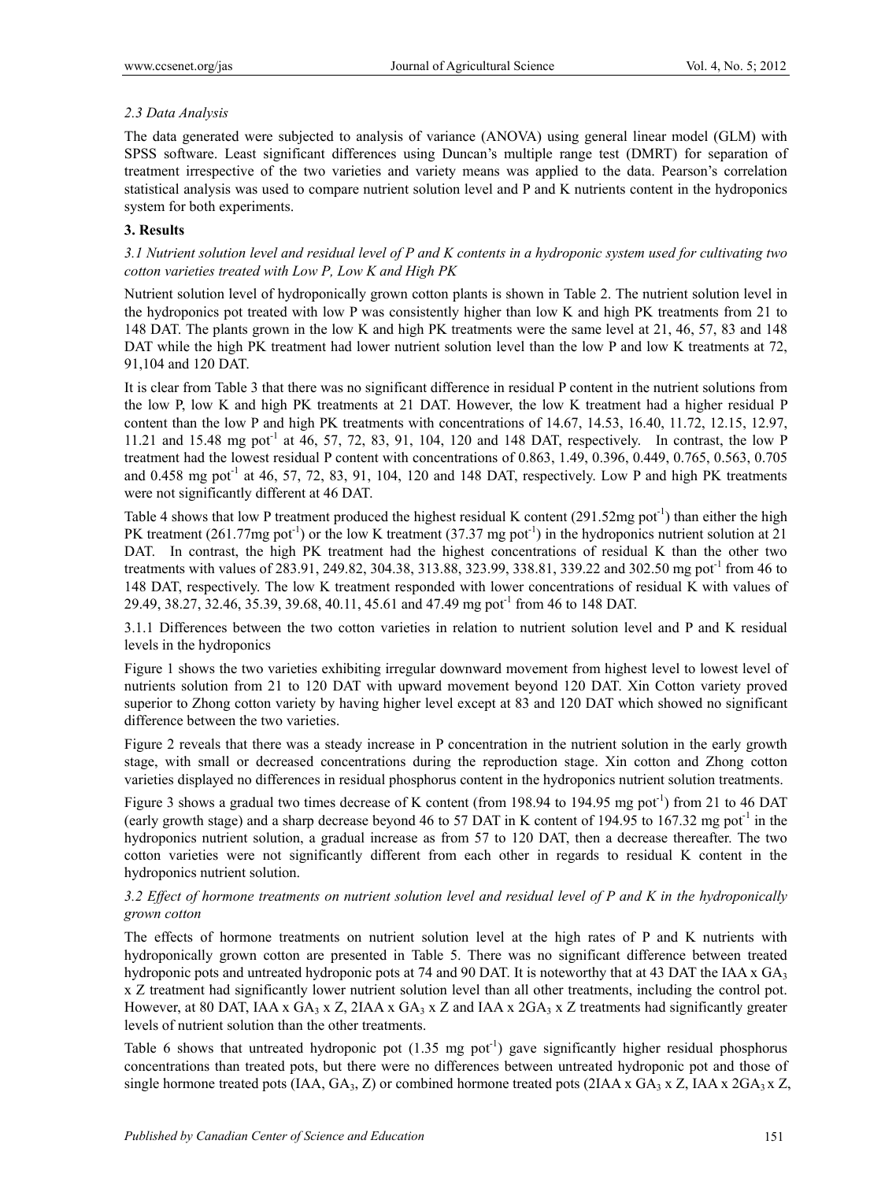### *2.3 Data Analysis*

The data generated were subjected to analysis of variance (ANOVA) using general linear model (GLM) with SPSS software. Least significant differences using Duncan's multiple range test (DMRT) for separation of treatment irrespective of the two varieties and variety means was applied to the data. Pearson's correlation statistical analysis was used to compare nutrient solution level and P and K nutrients content in the hydroponics system for both experiments.

## 3. Results

### *3.1 Nutrient solution level and residual level of P and K contents in a hydroponic system used for cultivating two cotton varieties treated with Low P, Low K and High PK*

Nutrient solution level of hydroponically grown cotton plants is shown in Table 2. The nutrient solution level in the hydroponics pot treated with low P was consistently higher than low K and high PK treatments from 21 to 148 DAT. The plants grown in the low K and high PK treatments were the same level at 21, 46, 57, 83 and 148 DAT while the high PK treatment had lower nutrient solution level than the low P and low K treatments at 72, 91,104 and 120 DAT.

It is clear from Table 3 that there was no significant difference in residual P content in the nutrient solutions from the low P, low K and high PK treatments at 21 DAT. However, the low K treatment had a higher residual P content than the low P and high PK treatments with concentrations of 14.67, 14.53, 16.40, 11.72, 12.15, 12.97, 11.21 and 15.48 mg pot$^{-1}$ at 46, 57, 72, 83, 91, 104, 120 and 148 DAT, respectively. In contrast, the low P treatment had the lowest residual P content with concentrations of 0.863, 1.49, 0.396, 0.449, 0.765, 0.563, 0.705 and 0.458 mg pot$^{-1}$ at 46, 57, 72, 83, 91, 104, 120 and 148 DAT, respectively. Low P and high PK treatments were not significantly different at 46 DAT.

Table 4 shows that low P treatment produced the highest residual K content (291.52mg pot$^{-1}$) than either the high PK treatment (261.77mg pot$^{-1}$) or the low K treatment (37.37 mg pot$^{-1}$) in the hydroponics nutrient solution at 21 DAT. In contrast, the high PK treatment had the highest concentrations of residual K than the other two treatments with values of 283.91, 249.82, 304.38, 313.88, 323.99, 338.81, 339.22 and 302.50 mg pot$^{-1}$ from 46 to 148 DAT, respectively. The low K treatment responded with lower concentrations of residual K with values of 29.49, 38.27, 32.46, 35.39, 39.68, 40.11, 45.61 and 47.49 mg pot$^{-1}$ from 46 to 148 DAT.

3.1.1 Differences between the two cotton varieties in relation to nutrient solution level and P and K residual levels in the hydroponics

Figure 1 shows the two varieties exhibiting irregular downward movement from highest level to lowest level of nutrients solution from 21 to 120 DAT with upward movement beyond 120 DAT. Xin Cotton variety proved superior to Zhong cotton variety by having higher level except at 83 and 120 DAT which showed no significant difference between the two varieties.

Figure 2 reveals that there was a steady increase in P concentration in the nutrient solution in the early growth stage, with small or decreased concentrations during the reproduction stage. Xin cotton and Zhong cotton varieties displayed no differences in residual phosphorus content in the hydroponics nutrient solution treatments.

Figure 3 shows a gradual two times decrease of K content (from 198.94 to 194.95 mg pot$^{-1}$) from 21 to 46 DAT (early growth stage) and a sharp decrease beyond 46 to 57 DAT in K content of 194.95 to 167.32 mg pot$^{-1}$ in the hydroponics nutrient solution, a gradual increase as from 57 to 120 DAT, then a decrease thereafter. The two cotton varieties were not significantly different from each other in regards to residual K content in the hydroponics nutrient solution.

### *3.2 Effect of hormone treatments on nutrient solution level and residual level of P and K in the hydroponically grown cotton*

The effects of hormone treatments on nutrient solution level at the high rates of P and K nutrients with hydroponically grown cotton are presented in Table 5. There was no significant difference between treated hydroponic pots and untreated hydroponic pots at 74 and 90 DAT. It is noteworthy that at 43 DAT the IAA x $GA_3$ x Z treatment had significantly lower nutrient solution level than all other treatments, including the control pot. However, at 80 DAT, IAA x $GA_3$ x Z, 2IAA x $GA_3$ x Z and IAA x 2$GA_3$ x Z treatments had significantly greater levels of nutrient solution than the other treatments.

Table 6 shows that untreated hydroponic pot (1.35 mg pot$^{-1}$) gave significantly higher residual phosphorus concentrations than treated pots, but there were no differences between untreated hydroponic pot and those of single hormone treated pots (IAA, $GA_3$, Z) or combined hormone treated pots (2IAA x $GA_3$ x Z, IAA x 2$GA_3$ x Z,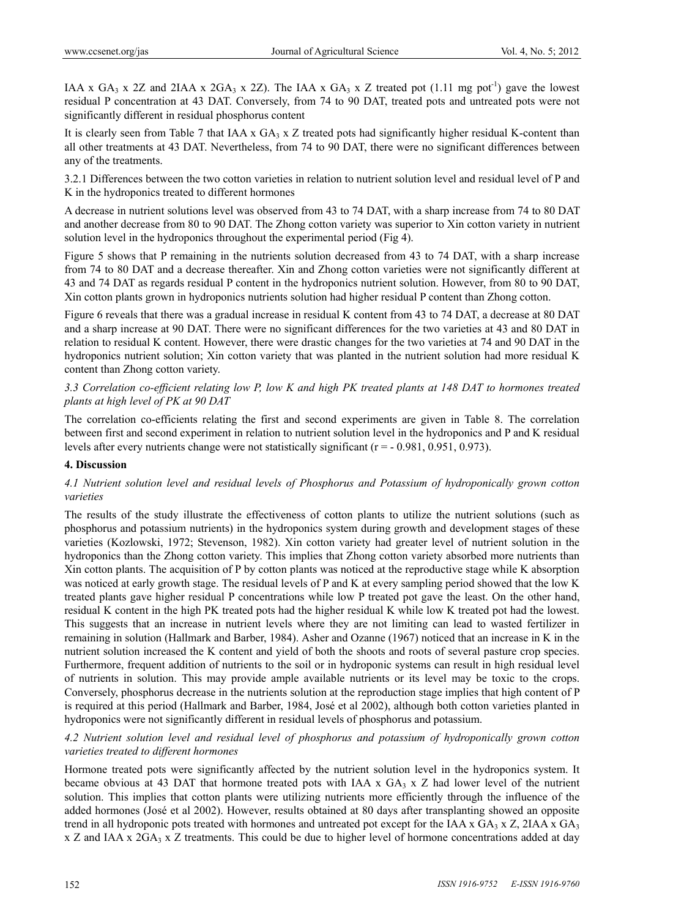IAA x $GA_3$ x 2Z and 2IAA x $2GA_3$ x 2Z). The IAA x $GA_3$ x Z treated pot (1.11 mg $pot^{-1}$) gave the lowest residual P concentration at 43 DAT. Conversely, from 74 to 90 DAT, treated pots and untreated pots were not significantly different in residual phosphorus content

It is clearly seen from Table 7 that IAA x $GA_3$ x Z treated pots had significantly higher residual K-content than all other treatments at 43 DAT. Nevertheless, from 74 to 90 DAT, there were no significant differences between any of the treatments.

3.2.1 Differences between the two cotton varieties in relation to nutrient solution level and residual level of P and K in the hydroponics treated to different hormones

A decrease in nutrient solutions level was observed from 43 to 74 DAT, with a sharp increase from 74 to 80 DAT and another decrease from 80 to 90 DAT. The Zhong cotton variety was superior to Xin cotton variety in nutrient solution level in the hydroponics throughout the experimental period (Fig 4).

Figure 5 shows that P remaining in the nutrients solution decreased from 43 to 74 DAT, with a sharp increase from 74 to 80 DAT and a decrease thereafter. Xin and Zhong cotton varieties were not significantly different at 43 and 74 DAT as regards residual P content in the hydroponics nutrient solution. However, from 80 to 90 DAT, Xin cotton plants grown in hydroponics nutrients solution had higher residual P content than Zhong cotton.

Figure 6 reveals that there was a gradual increase in residual K content from 43 to 74 DAT, a decrease at 80 DAT and a sharp increase at 90 DAT. There were no significant differences for the two varieties at 43 and 80 DAT in relation to residual K content. However, there were drastic changes for the two varieties at 74 and 90 DAT in the hydroponics nutrient solution; Xin cotton variety that was planted in the nutrient solution had more residual K content than Zhong cotton variety.

### *3.3 Correlation co-efficient relating low P, low K and high PK treated plants at 148 DAT to hormones treated plants at high level of PK at 90 DAT*

The correlation co-efficients relating the first and second experiments are given in Table 8. The correlation between first and second experiment in relation to nutrient solution level in the hydroponics and P and K residual levels after every nutrients change were not statistically significant ($r = -0.981, 0.951, 0.973$).

## **4. Discussion**

### *4.1 Nutrient solution level and residual levels of Phosphorus and Potassium of hydroponically grown cotton varieties*

The results of the study illustrate the effectiveness of cotton plants to utilize the nutrient solutions (such as phosphorus and potassium nutrients) in the hydroponics system during growth and development stages of these varieties (Kozlowski, 1972; Stevenson, 1982). Xin cotton variety had greater level of nutrient solution in the hydroponics than the Zhong cotton variety. This implies that Zhong cotton variety absorbed more nutrients than Xin cotton plants. The acquisition of P by cotton plants was noticed at the reproductive stage while K absorption was noticed at early growth stage. The residual levels of P and K at every sampling period showed that the low K treated plants gave higher residual P concentrations while low P treated pot gave the least. On the other hand, residual K content in the high PK treated pots had the higher residual K while low K treated pot had the lowest. This suggests that an increase in nutrient levels where they are not limiting can lead to wasted fertilizer in remaining in solution (Hallmark and Barber, 1984). Asher and Ozanne (1967) noticed that an increase in K in the nutrient solution increased the K content and yield of both the shoots and roots of several pasture crop species. Furthermore, frequent addition of nutrients to the soil or in hydroponic systems can result in high residual level of nutrients in solution. This may provide ample available nutrients or its level may be toxic to the crops. Conversely, phosphorus decrease in the nutrients solution at the reproduction stage implies that high content of P is required at this period (Hallmark and Barber, 1984, José et al 2002), although both cotton varieties planted in hydroponics were not significantly different in residual levels of phosphorus and potassium.

### *4.2 Nutrient solution level and residual level of phosphorus and potassium of hydroponically grown cotton varieties treated to different hormones*

Hormone treated pots were significantly affected by the nutrient solution level in the hydroponics system. It became obvious at 43 DAT that hormone treated pots with IAA x $GA_3$ x Z had lower level of the nutrient solution. This implies that cotton plants were utilizing nutrients more efficiently through the influence of the added hormones (José et al 2002). However, results obtained at 80 days after transplanting showed an opposite trend in all hydroponic pots treated with hormones and untreated pot except for the IAA x $GA_3$ x Z, 2IAA x $GA_3$ x Z and IAA x $2GA_3$ x Z treatments. This could be due to higher level of hormone concentrations added at day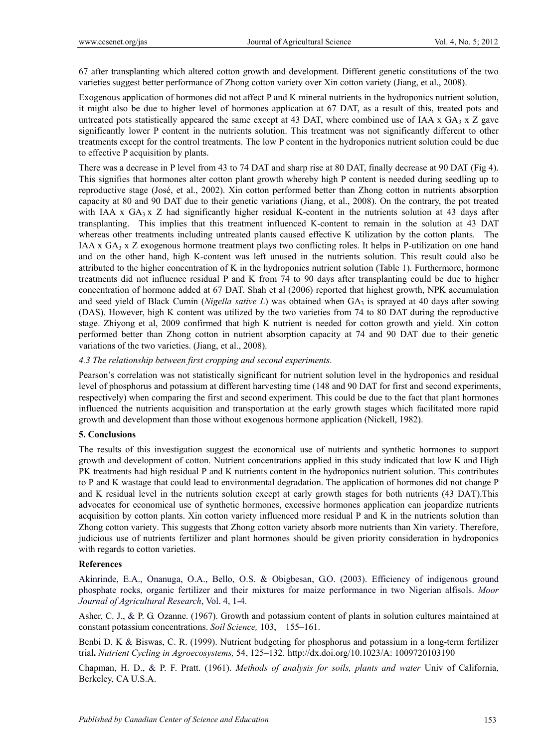67 after transplanting which altered cotton growth and development. Different genetic constitutions of the two varieties suggest better performance of Zhong cotton variety over Xin cotton variety (Jiang, et al., 2008).

Exogenous application of hormones did not affect P and K mineral nutrients in the hydroponics nutrient solution, it might also be due to higher level of hormones application at 67 DAT, as a result of this, treated pots and untreated pots statistically appeared the same except at 43 DAT, where combined use of IAA x $GA_3$ x Z gave significantly lower P content in the nutrients solution. This treatment was not significantly different to other treatments except for the control treatments. The low P content in the hydroponics nutrient solution could be due to effective P acquisition by plants.

There was a decrease in P level from 43 to 74 DAT and sharp rise at 80 DAT, finally decrease at 90 DAT (Fig 4). This signifies that hormones alter cotton plant growth whereby high P content is needed during seedling up to reproductive stage (José, et al., 2002). Xin cotton performed better than Zhong cotton in nutrients absorption capacity at 80 and 90 DAT due to their genetic variations (Jiang, et al., 2008). On the contrary, the pot treated with IAA x $GA_3$ x Z had significantly higher residual K-content in the nutrients solution at 43 days after transplanting. This implies that this treatment influenced K-content to remain in the solution at 43 DAT whereas other treatments including untreated plants caused effective K utilization by the cotton plants. The IAA x $GA_3$ x Z exogenous hormone treatment plays two conflicting roles. It helps in P-utilization on one hand and on the other hand, high K-content was left unused in the nutrients solution. This result could also be attributed to the higher concentration of K in the hydroponics nutrient solution (Table 1). Furthermore, hormone treatments did not influence residual P and K from 74 to 90 days after transplanting could be due to higher concentration of hormone added at 67 DAT. Shah et al (2006) reported that highest growth, NPK accumulation and seed yield of Black Cumin (*Nigella sative L*) was obtained when $GA_3$ is sprayed at 40 days after sowing (DAS). However, high K content was utilized by the two varieties from 74 to 80 DAT during the reproductive stage. Zhiyong et al, 2009 confirmed that high K nutrient is needed for cotton growth and yield. Xin cotton performed better than Zhong cotton in nutrient absorption capacity at 74 and 90 DAT due to their genetic variations of the two varieties. (Jiang, et al., 2008).

### *4.3 The relationship between first cropping and second experiments*.

Pearson's correlation was not statistically significant for nutrient solution level in the hydroponics and residual level of phosphorus and potassium at different harvesting time (148 and 90 DAT for first and second experiments, respectively) when comparing the first and second experiment. This could be due to the fact that plant hormones influenced the nutrients acquisition and transportation at the early growth stages which facilitated more rapid growth and development than those without exogenous hormone application (Nickell, 1982).

## **5. Conclusions**

The results of this investigation suggest the economical use of nutrients and synthetic hormones to support growth and development of cotton. Nutrient concentrations applied in this study indicated that low K and High PK treatments had high residual P and K nutrients content in the hydroponics nutrient solution. This contributes to P and K wastage that could lead to environmental degradation. The application of hormones did not change P and K residual level in the nutrients solution except at early growth stages for both nutrients (43 DAT).This advocates for economical use of synthetic hormones, excessive hormones application can jeopardize nutrients acquisition by cotton plants. Xin cotton variety influenced more residual P and K in the nutrients solution than Zhong cotton variety. This suggests that Zhong cotton variety absorb more nutrients than Xin variety. Therefore, judicious use of nutrients fertilizer and plant hormones should be given priority consideration in hydroponics with regards to cotton varieties.

## **References**

Akinrinde, E.A., Onanuga, O.A., Bello, O.S. & Obigbesan, G.O. (2003). Efficiency of indigenous ground phosphate rocks, organic fertilizer and their mixtures for maize performance in two Nigerian alfisols. *Moor Journal of Agricultural Research*, Vol. 4, 1-4.

Asher, C. J., & P. G. Ozanne. (1967). Growth and potassium content of plants in solution cultures maintained at constant potassium concentrations. *Soil Science,* 103, 155–161.

Benbi D. K & Biswas, C. R. (1999). Nutrient budgeting for phosphorus and potassium in a long-term fertilizer trial**.** *Nutrient Cycling in Agroecosystems,* 54, 125–132. http://dx.doi.org/10.1023/A: 1009720103190

Chapman, H. D., & P. F. Pratt. (1961). *Methods of analysis for soils, plants and waters* Univ of California, Berkeley, CA U.S.A.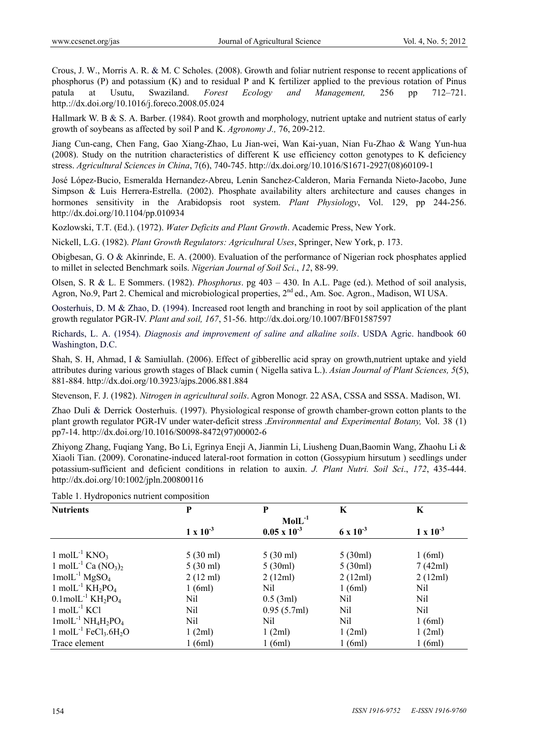Crous, J. W., Morris A. R. & M. C Scholes. (2008). Growth and foliar nutrient response to recent applications of phosphorus (P) and potassium (K) and to residual P and K fertilizer applied to the previous rotation of Pinus patula at Usutu, Swaziland. *Forest Ecology and Management,* 256 pp 712–721. http.://dx.doi.org/10.1016/j.foreco.2008.05.024

Hallmark W. B & S. A. Barber. (1984). Root growth and morphology, nutrient uptake and nutrient status of early growth of soybeans as affected by soil P and K. *Agronomy J.,* 76, 209-212.

Jiang Cun-cang, Chen Fang, Gao Xiang-Zhao, Lu Jian-wei, Wan Kai-yuan, Nian Fu-Zhao & Wang Yun-hua (2008). Study on the nutrition characteristics of different K use efficiency cotton genotypes to K deficiency stress. *Agricultural Sciences in China*, 7(6), 740-745. http://dx.doi.org/10.1016/S1671-2927(08)60109-1

José López-Bucio, Esmeralda Hernandez-Abreu, Lenin Sanchez-Calderon, Maria Fernanda Nieto-Jacobo, June Simpson & Luis Herrera-Estrella. (2002). Phosphate availability alters architecture and causes changes in hormones sensitivity in the Arabidopsis root system. *Plant Physiology*, Vol. 129, pp 244-256. http://dx.doi.org/10.1104/pp.010934

Kozlowski, T.T. (Ed.). (1972). *Water Deficits and Plant Growth*. Academic Press, New York.

Nickell, L.G. (1982). *Plant Growth Regulators: Agricultural Uses*, Springer, New York, p. 173.

Obigbesan, G. O & Akinrinde, E. A. (2000). Evaluation of the performance of Nigerian rock phosphates applied to millet in selected Benchmark soils. *Nigerian Journal of Soil Sci*., *12*, 88-99.

Olsen, S. R & L. E Sommers. (1982). *Phosphorus*. pg 403 – 430. In A.L. Page (ed.). Method of soil analysis, Agron, No.9, Part 2. Chemical and microbiological properties, 2nd ed., Am. Soc. Agron., Madison, WI USA.

Oosterhuis, D. M & Zhao, D. (1994). Increased root length and branching in root by soil application of the plant growth regulator PGR-IV. *Plant and soil, 167*, 51-56. http://dx.doi.org/10.1007/BF01587597

Richards, L. A. (1954). *Diagnosis and improvement of saline and alkaline soils*. USDA Agric. handbook 60 Washington, D.C.

Shah, S. H, Ahmad, I & Samiullah. (2006). Effect of gibberellic acid spray on growth,nutrient uptake and yield attributes during various growth stages of Black cumin ( Nigella sativa L.). *Asian Journal of Plant Sciences, 5*(5), 881-884. http://dx.doi.org/10.3923/ajps.2006.881.884

Stevenson, F. J. (1982). *Nitrogen in agricultural soils*. Agron Monogr. 22 ASA, CSSA and SSSA. Madison, WI.

Zhao Duli & Derrick Oosterhuis. (1997). Physiological response of growth chamber-grown cotton plants to the plant growth regulator PGR-IV under water-deficit stress .*Environmental and Experimental Botany,* Vol. 38 (1) pp7-14. http://dx.doi.org/10.1016/S0098-8472(97)00002-6

Zhiyong Zhang, Fuqiang Yang, Bo Li, Egrinya Eneji A, Jianmin Li, Liusheng Duan,Baomin Wang, Zhaohu Li & Xiaoli Tian. (2009). Coronatine-induced lateral-root formation in cotton (Gossypium hirsutum ) seedlings under potassium-sufficient and deficient conditions in relation to auxin. *J. Plant Nutri. Soil Sci*., *172*, 435-444. http://dx.doi.org/10:1002/jpln.200800116

Table 1. Hydroponics nutrient composition

| Nutrients | P | P | K | K |
|---|---|---|---|---|
| | | $MolL^{-1}$ | | |
| | $1 \times 10^{-3}$ | $0.05 \times 10^{-3}$ | $6 \times 10^{-3}$ | $1 \times 10^{-3}$ |
| 1 $molL^{-1}$ $KNO_3$ | 5 (30 ml) | 5 (30 ml) | 5 (30ml) | 1 (6ml) |
| 1 $molL^{-1}$ $Ca(NO_3)_2$ | 5 (30 ml) | 5 (30ml) | 5 (30ml) | 7 (42ml) |
| 1$molL^{-1}$ $MgSO_4$ | 2 (12 ml) | 2 (12ml) | 2 (12ml) | 2 (12ml) |
| 1 $molL^{-1}$ $KH_2PO_4$ | 1 (6ml) | Nil | 1 (6ml) | Nil |
| 0.1$molL^{-1}$ $KH_2PO_4$ | Nil | 0.5 (3ml) | Nil | Nil |
| 1 $molL^{-1}$ KCl | Nil | 0.95 (5.7ml) | Nil | Nil |
| 1$molL^{-1}$ $NH_4H_2PO_4$ | Nil | Nil | Nil | 1 (6ml) |
| 1 $molL^{-1}$ $FeCl_3.6H_2O$ | 1 (2ml) | 1 (2ml) | 1 (2ml) | 1 (2ml) |
| Trace element | 1 (6ml) | 1 (6ml) | 1 (6ml) | 1 (6ml) |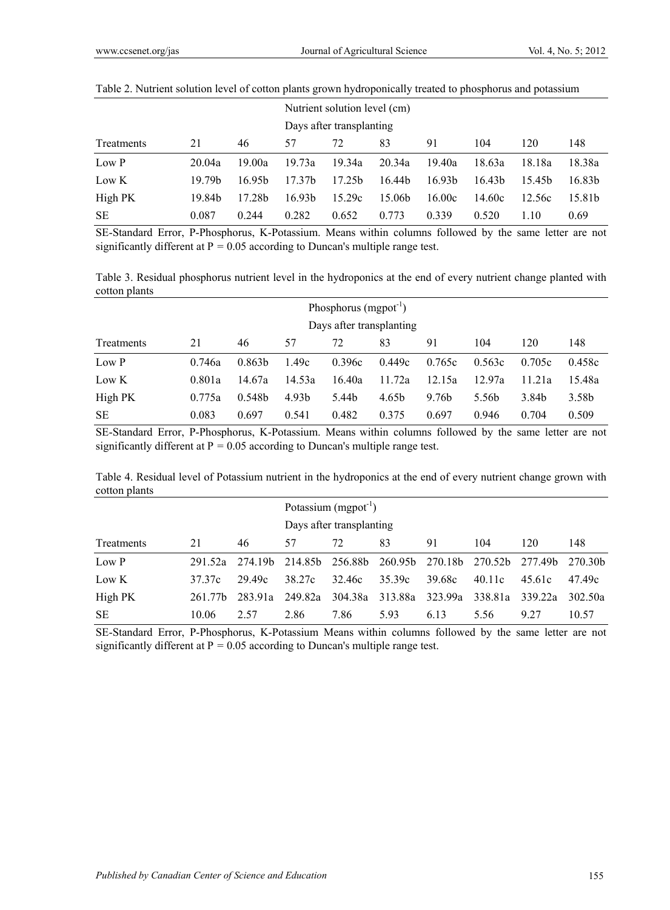Table 2. Nutrient solution level of cotton plants grown hydroponically treated to phosphorus and potassium

| | Nutrient solution level (cm) | | | | | | | | |
|---|---|---|---|---|---|---|---|---|---|
| | Days after transplanting | | | | | | | | |
| Treatments | 21 | 46 | 57 | 72 | 83 | 91 | 104 | 120 | 148 |
| Low P | 20.04a | 19.00a | 19.73a | 19.34a | 20.34a | 19.40a | 18.63a | 18.18a | 18.38a |
| Low K | 19.79b | 16.95b | 17.37b | 17.25b | 16.44b | 16.93b | 16.43b | 15.45b | 16.83b |
| High PK | 19.84b | 17.28b | 16.93b | 15.29c | 15.06b | 16.00c | 14.60c | 12.56c | 15.81b |
| SE | 0.087 | 0.244 | 0.282 | 0.652 | 0.773 | 0.339 | 0.520 | 1.10 | 0.69 |

SE-Standard Error, P-Phosphorus, K-Potassium. Means within columns followed by the same letter are not significantly different at P = 0.05 according to Duncan's multiple range test.

Table 3. Residual phosphorus nutrient level in the hydroponics at the end of every nutrient change planted with cotton plants

| | Phosphorus (mgpot$^{-1}$) | | | | | | | | |
|---|---|---|---|---|---|---|---|---|---|
| | Days after transplanting | | | | | | | | |
| Treatments | 21 | 46 | 57 | 72 | 83 | 91 | 104 | 120 | 148 |
| Low P | 0.746a | 0.863b | 1.49c | 0.396c | 0.449c | 0.765c | 0.563c | 0.705c | 0.458c |
| Low K | 0.801a | 14.67a | 14.53a | 16.40a | 11.72a | 12.15a | 12.97a | 11.21a | 15.48a |
| High PK | 0.775a | 0.548b | 4.93b | 5.44b | 4.65b | 9.76b | 5.56b | 3.84b | 3.58b |
| SE | 0.083 | 0.697 | 0.541 | 0.482 | 0.375 | 0.697 | 0.946 | 0.704 | 0.509 |

SE-Standard Error, P-Phosphorus, K-Potassium. Means within columns followed by the same letter are not significantly different at P = 0.05 according to Duncan's multiple range test.

Table 4. Residual level of Potassium nutrient in the hydroponics at the end of every nutrient change grown with cotton plants

| | Potassium (mgpot$^{-1}$) | | | | | | | | |
|---|---|---|---|---|---|---|---|---|---|
| | Days after transplanting | | | | | | | | |
| Treatments | 21 | 46 | 57 | 72 | 83 | 91 | 104 | 120 | 148 |
| Low P | 291.52a | 274.19b | 214.85b | 256.88b | 260.95b | 270.18b | 270.52b | 277.49b | 270.30b |
| Low K | 37.37c | 29.49c | 38.27c | 32.46c | 35.39c | 39.68c | 40.11c | 45.61c | 47.49c |
| High PK | 261.77b | 283.91a | 249.82a | 304.38a | 313.88a | 323.99a | 338.81a | 339.22a | 302.50a |
| SE | 10.06 | 2.57 | 2.86 | 7.86 | 5.93 | 6.13 | 5.56 | 9.27 | 10.57 |

SE-Standard Error, P-Phosphorus, K-Potassium Means within columns followed by the same letter are not significantly different at P = 0.05 according to Duncan's multiple range test.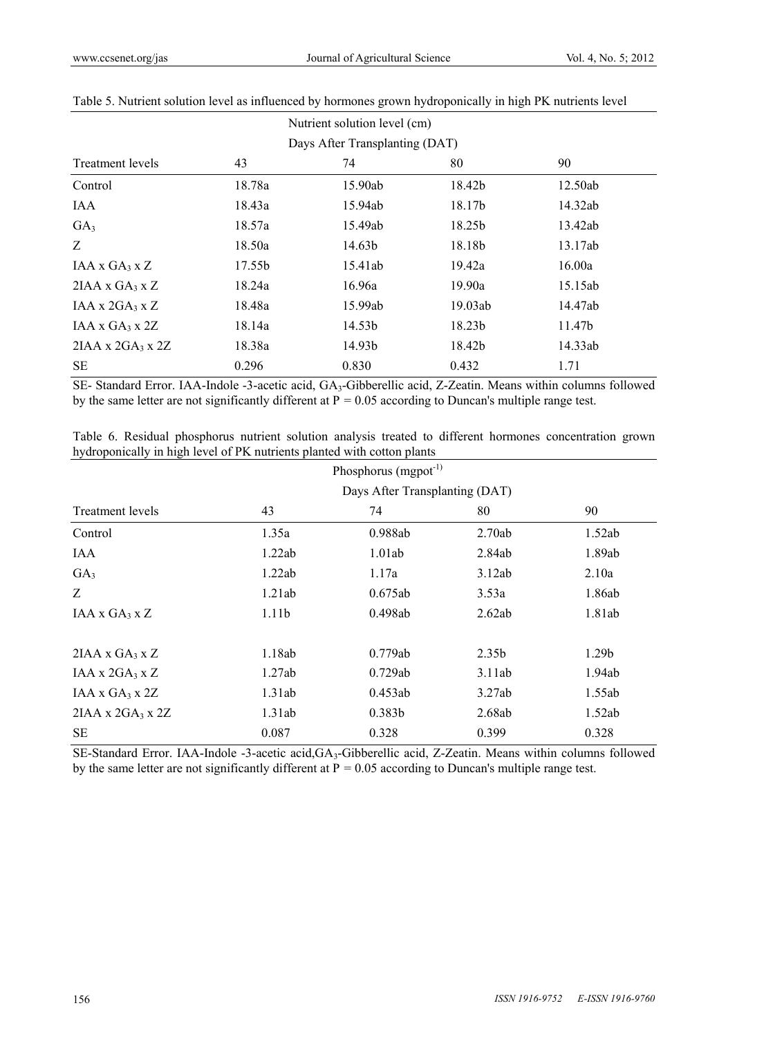Table 5. Nutrient solution level as influenced by hormones grown hydroponically in high PK nutrients level

| | Nutrient solution level (cm) | | | |
|---|---|---|---|---|
| | Days After Transplanting (DAT) | | | |
| Treatment levels | 43 | 74 | 80 | 90 |
| Control | 18.78a | 15.90ab | 18.42b | 12.50ab |
| IAA | 18.43a | 15.94ab | 18.17b | 14.32ab |
| $GA_3$ | 18.57a | 15.49ab | 18.25b | 13.42ab |
| Z | 18.50a | 14.63b | 18.18b | 13.17ab |
| IAA x $GA_3$ x Z | 17.55b | 15.41ab | 19.42a | 16.00a |
| 2IAA x $GA_3$ x Z | 18.24a | 16.96a | 19.90a | 15.15ab |
| IAA x $2GA_3$ x Z | 18.48a | 15.99ab | 19.03ab | 14.47ab |
| IAA x $GA_3$ x 2Z | 18.14a | 14.53b | 18.23b | 11.47b |
| 2IAA x $2GA_3$ x 2Z | 18.38a | 14.93b | 18.42b | 14.33ab |
| SE | 0.296 | 0.830 | 0.432 | 1.71 |

SE- Standard Error. IAA-Indole -3-acetic acid, $GA_3$-Gibberellic acid, Z-Zeatin. Means within columns followed by the same letter are not significantly different at $P = 0.05$ according to Duncan's multiple range test.

Table 6. Residual phosphorus nutrient solution analysis treated to different hormones concentration grown hydroponically in high level of PK nutrients planted with cotton plants

| | Phosphorus ($mgpot^{-1}$) | | | |
|---|---|---|---|---|
| | Days After Transplanting (DAT) | | | |
| Treatment levels | 43 | 74 | 80 | 90 |
| Control | 1.35a | 0.988ab | 2.70ab | 1.52ab |
| IAA | 1.22ab | 1.01ab | 2.84ab | 1.89ab |
| $GA_3$ | 1.22ab | 1.17a | 3.12ab | 2.10a |
| Z | 1.21ab | 0.675ab | 3.53a | 1.86ab |
| IAA x $GA_3$ x Z | 1.11b | 0.498ab | 2.62ab | 1.81ab |
| 2IAA x $GA_3$ x Z | 1.18ab | 0.779ab | 2.35b | 1.29b |
| IAA x $2GA_3$ x Z | 1.27ab | 0.729ab | 3.11ab | 1.94ab |
| IAA x $GA_3$ x 2Z | 1.31ab | 0.453ab | 3.27ab | 1.55ab |
| 2IAA x $2GA_3$ x 2Z | 1.31ab | 0.383b | 2.68ab | 1.52ab |
| SE | 0.087 | 0.328 | 0.399 | 0.328 |

SE-Standard Error. IAA-Indole -3-acetic acid, $GA_3$-Gibberellic acid, Z-Zeatin. Means within columns followed by the same letter are not significantly different at $P = 0.05$ according to Duncan's multiple range test.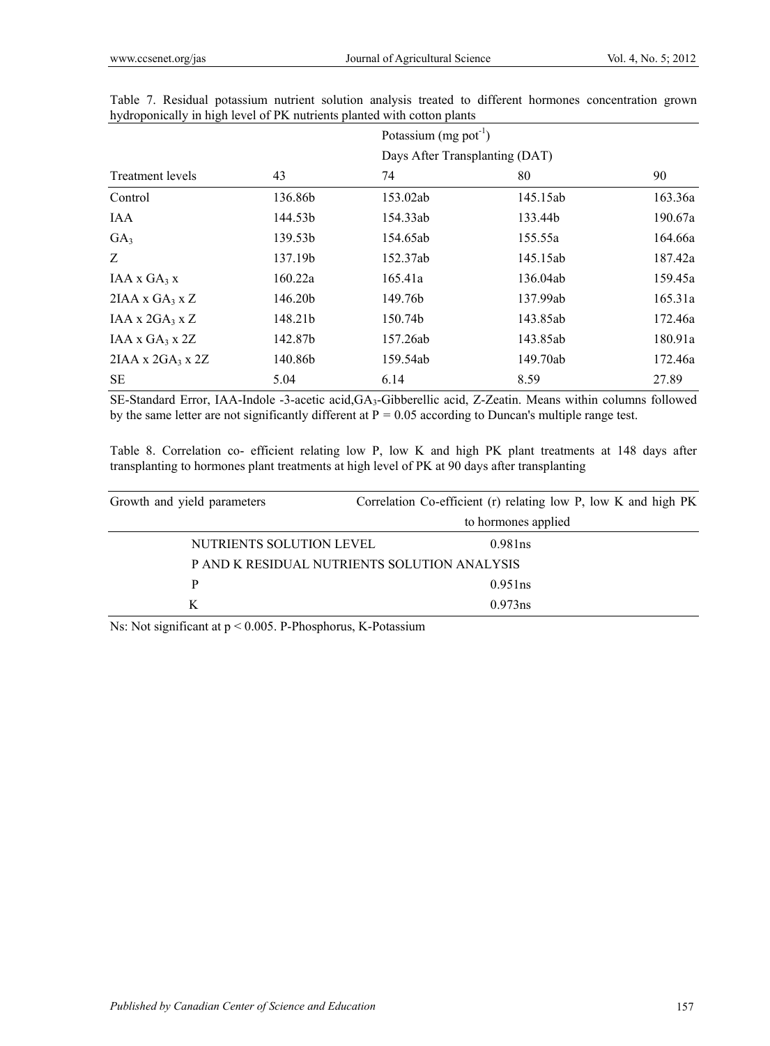Table 7. Residual potassium nutrient solution analysis treated to different hormones concentration grown hydroponically in high level of PK nutrients planted with cotton plants

| | Potassium (mg $pot^{-1}$) | | | |
|---|---|---|---|---|
| | Days After Transplanting (DAT) | | | |
| Treatment levels | 43 | 74 | 80 | 90 |
| Control | 136.86b | 153.02ab | 145.15ab | 163.36a |
| IAA | 144.53b | 154.33ab | 133.44b | 190.67a |
| $GA_3$ | 139.53b | 154.65ab | 155.55a | 164.66a |
| Z | 137.19b | 152.37ab | 145.15ab | 187.42a |
| IAA x $GA_3$ x | 160.22a | 165.41a | 136.04ab | 159.45a |
| 2IAA x $GA_3$ x Z | 146.20b | 149.76b | 137.99ab | 165.31a |
| IAA x $2GA_3$ x Z | 148.21b | 150.74b | 143.85ab | 172.46a |
| IAA x $GA_3$ x 2Z | 142.87b | 157.26ab | 143.85ab | 180.91a |
| 2IAA x $2GA_3$ x 2Z | 140.86b | 159.54ab | 149.70ab | 172.46a |
| SE | 5.04 | 6.14 | 8.59 | 27.89 |

SE-Standard Error, IAA-Indole -3-acetic acid, $GA_3$-Gibberellic acid, Z-Zeatin. Means within columns followed by the same letter are not significantly different at $P = 0.05$ according to Duncan's multiple range test.

Table 8. Correlation co- efficient relating low P, low K and high PK plant treatments at 148 days after transplanting to hormones plant treatments at high level of PK at 90 days after transplanting

| Growth and yield parameters | Correlation Co-efficient (r) relating low P, low K and high PK to hormones applied |
|---|---|
| NUTRIENTS SOLUTION LEVEL | 0.981ns |
| P AND K RESIDUAL NUTRIENTS SOLUTION ANALYSIS | |
| P | 0.951ns |
| K | 0.973ns |

Ns: Not significant at $p < 0.005$. P-Phosphorus, K-Potassium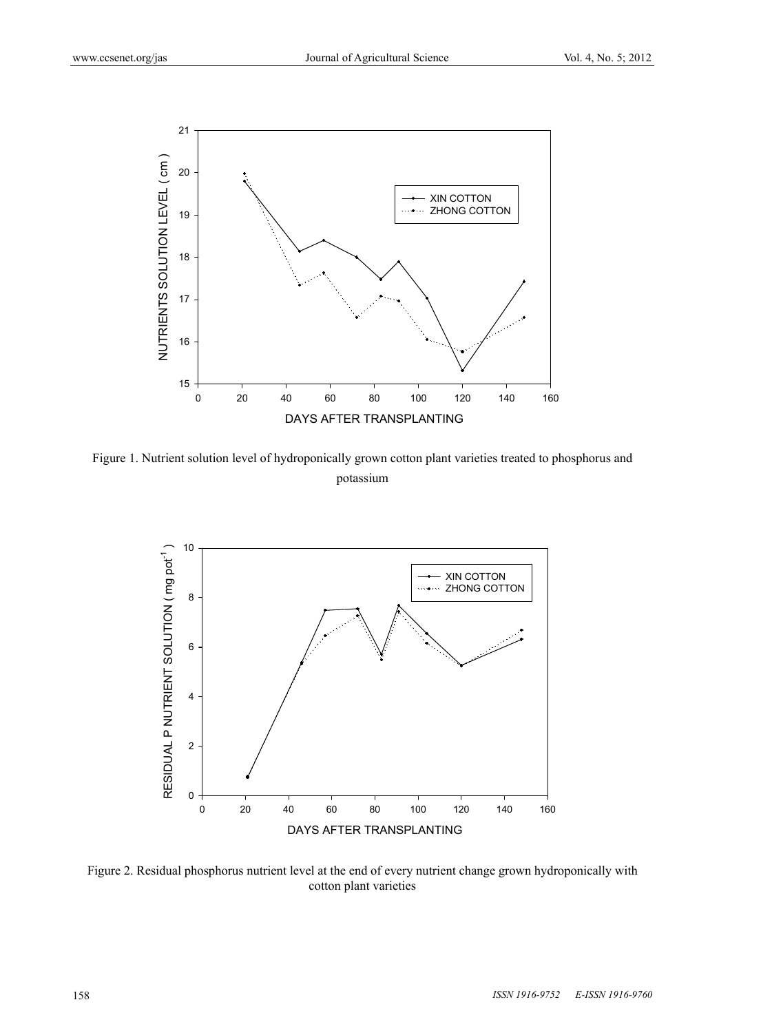Figure 1. Nutrient solution level of hydroponically grown cotton plant varieties treated to phosphorus and potassium

Figure 2. Residual phosphorus nutrient level at the end of every nutrient change grown hydroponically with cotton plant varieties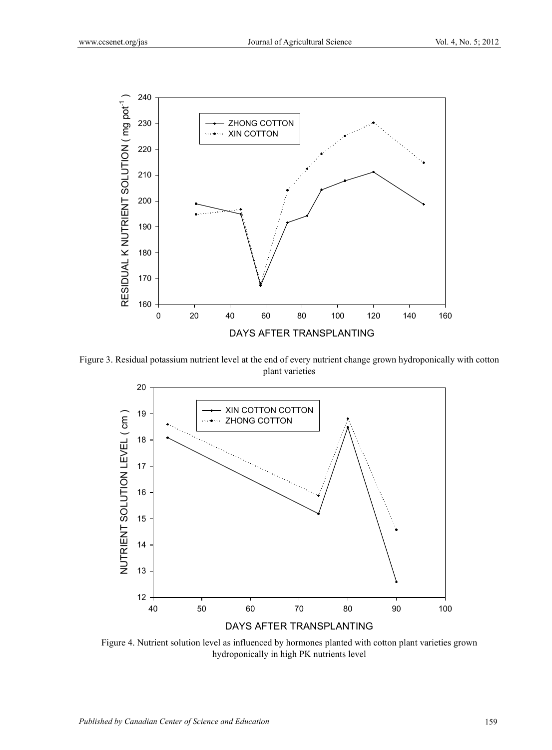Figure 3. Residual potassium nutrient level at the end of every nutrient change grown hydroponically with cotton plant varieties

Figure 4. Nutrient solution level as influenced by hormones planted with cotton plant varieties grown hydroponically in high PK nutrients level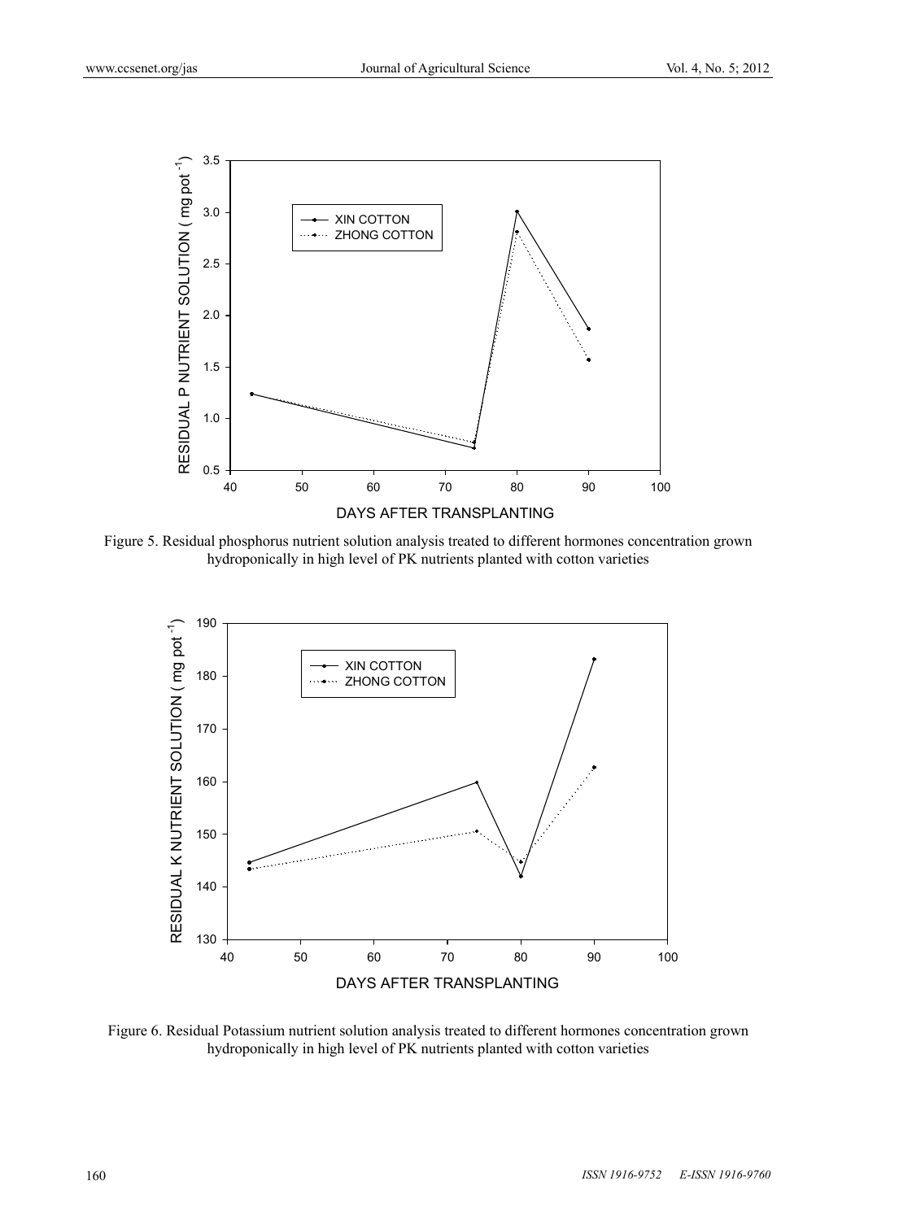3.5

3.0

2.5

2.0

1.5

1.0

0.5

40 50 60 70 80 90 100

RESIDUAL P NUTRIENT SOLUTION ( mg pot $^{-1}$)

DAYS AFTER TRANSPLANTING

XIN COTTON

ZHONG COTTON

Figure 5. Residual phosphorus nutrient solution analysis treated to different hormones concentration grown hydroponically in high level of PK nutrients planted with cotton varieties

190

180

170

160

150

140

130

40 50 60 70 80 90 100

RESIDUAL K NUTRIENT SOLUTION ( mg pot $^{-1}$)

DAYS AFTER TRANSPLANTING

XIN COTTON

ZHONG COTTON

Figure 6. Residual Potassium nutrient solution analysis treated to different hormones concentration grown hydroponically in high level of PK nutrients planted with cotton varieties